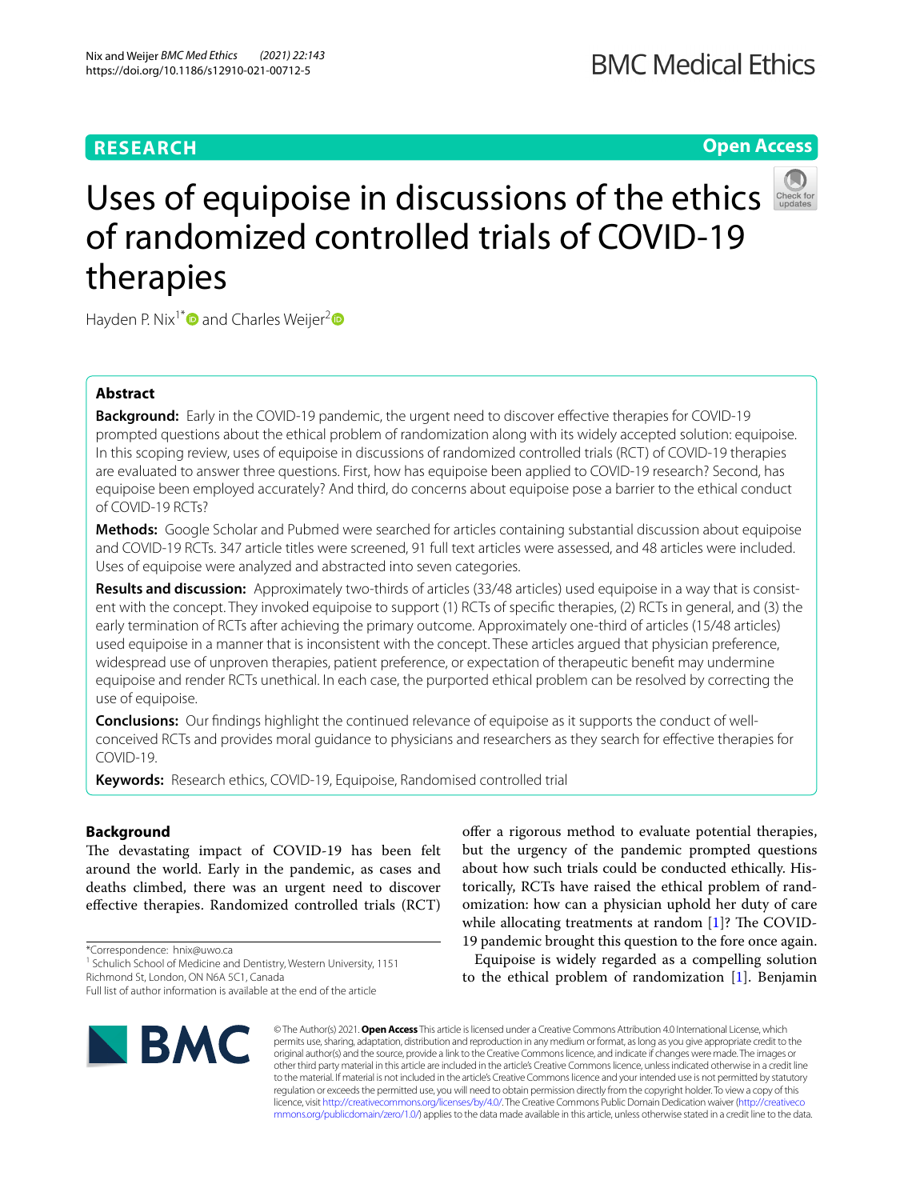RESEARCH

Open Access

# Uses of equipoise in discussions of the ethics of randomized controlled trials of COVID-19 therapies

Hayden P. Nix[1*] and Charles Weijer[2]

## Abstract

**Background:** Early in the COVID-19 pandemic, the urgent need to discover effective therapies for COVID-19 prompted questions about the ethical problem of randomization along with its widely accepted solution: equipoise. In this scoping review, uses of equipoise in discussions of randomized controlled trials (RCT) of COVID-19 therapies are evaluated to answer three questions. First, how has equipoise been applied to COVID-19 research? Second, has equipoise been employed accurately? And third, do concerns about equipoise pose a barrier to the ethical conduct of COVID-19 RCTs?

**Methods:** Google Scholar and Pubmed were searched for articles containing substantial discussion about equipoise and COVID-19 RCTs. 347 article titles were screened, 91 full text articles were assessed, and 48 articles were included. Uses of equipoise were analyzed and abstracted into seven categories.

**Results and discussion:** Approximately two-thirds of articles (33/48 articles) used equipoise in a way that is consistent with the concept. They invoked equipoise to support (1) RCTs of specific therapies, (2) RCTs in general, and (3) the early termination of RCTs after achieving the primary outcome. Approximately one-third of articles (15/48 articles) used equipoise in a manner that is inconsistent with the concept. These articles argued that physician preference, widespread use of unproven therapies, patient preference, or expectation of therapeutic benefit may undermine equipoise and render RCTs unethical. In each case, the purported ethical problem can be resolved by correcting the use of equipoise.

**Conclusions:** Our findings highlight the continued relevance of equipoise as it supports the conduct of well-conceived RCTs and provides moral guidance to physicians and researchers as they search for effective therapies for COVID-19.

**Keywords:** Research ethics, COVID-19, Equipoise, Randomised controlled trial

## Background

The devastating impact of COVID-19 has been felt around the world. Early in the pandemic, as cases and deaths climbed, there was an urgent need to discover effective therapies. Randomized controlled trials (RCT) offer a rigorous method to evaluate potential therapies, but the urgency of the pandemic prompted questions about how such trials could be conducted ethically. Historically, RCTs have raised the ethical problem of randomization: how can a physician uphold her duty of care while allocating treatments at random [1]? The COVID-19 pandemic brought this question to the fore once again.

Equipoise is widely regarded as a compelling solution to the ethical problem of randomization [1]. Benjamin

*Correspondence: hnix@uwo.ca

[1] Schulich School of Medicine and Dentistry, Western University, 1151 Richmond St, London, ON N6A 5C1, Canada

Full list of author information is available at the end of the article

© The Author(s) 2021. **Open Access** This article is licensed under a Creative Commons Attribution 4.0 International License, which permits use, sharing, adaptation, distribution and reproduction in any medium or format, as long as you give appropriate credit to the original author(s) and the source, provide a link to the Creative Commons licence, and indicate if changes were made. The images or other third party material in this article are included in the article's Creative Commons licence, unless indicated otherwise in a credit line to the material. If material is not included in the article's Creative Commons licence and your intended use is not permitted by statutory regulation or exceeds the permitted use, you will need to obtain permission directly from the copyright holder. To view a copy of this licence, visit http://creativecommons.org/licenses/by/4.0/. The Creative Commons Public Domain Dedication waiver (http://creativecommons.org/publicdomain/zero/1.0/) applies to the data made available in this article, unless otherwise stated in a credit line to the data.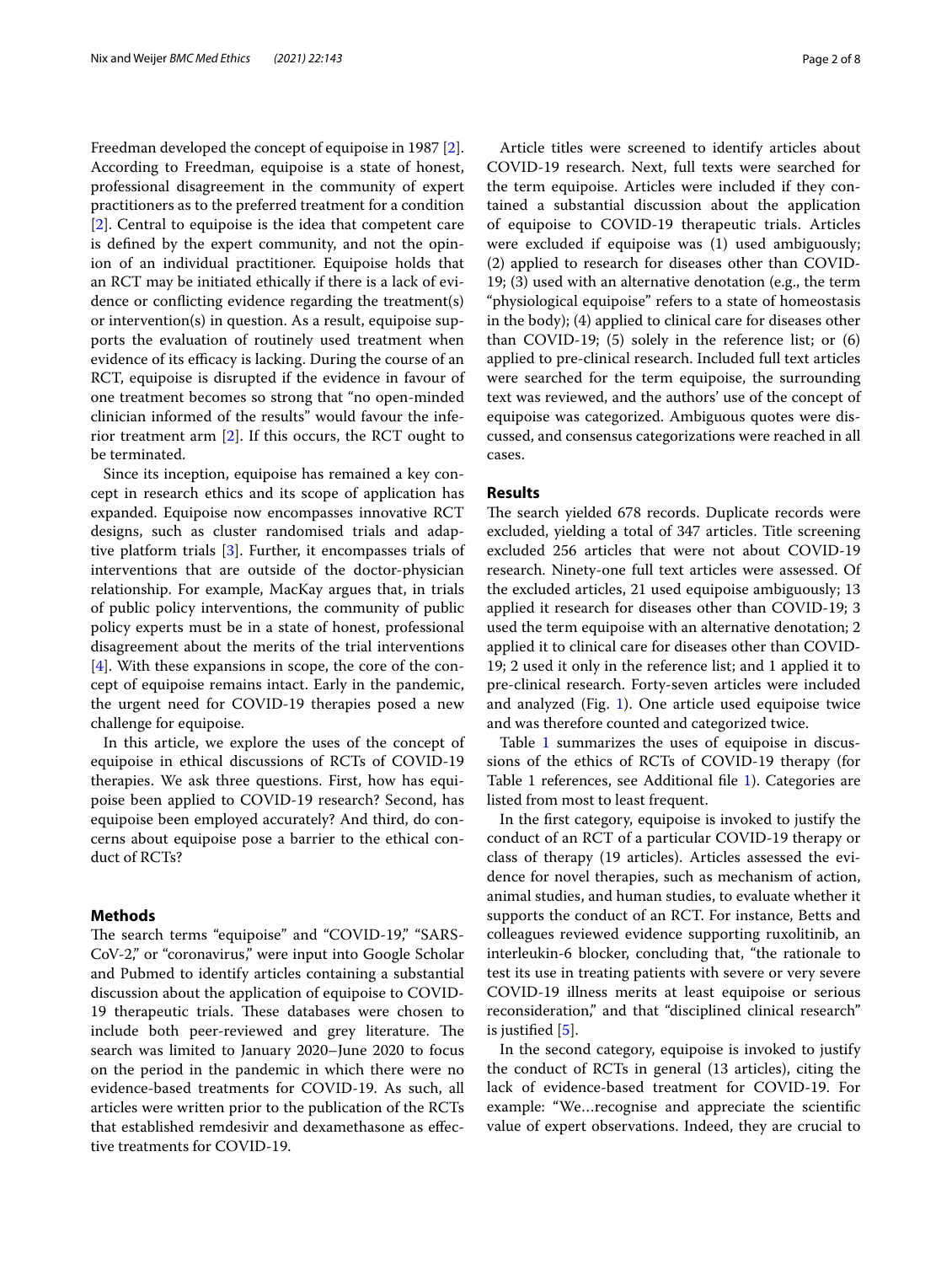Freedman developed the concept of equipoise in 1987 [2]. According to Freedman, equipoise is a state of honest, professional disagreement in the community of expert practitioners as to the preferred treatment for a condition [2]. Central to equipoise is the idea that competent care is defined by the expert community, and not the opinion of an individual practitioner. Equipoise holds that an RCT may be initiated ethically if there is a lack of evidence or conflicting evidence regarding the treatment(s) or intervention(s) in question. As a result, equipoise supports the evaluation of routinely used treatment when evidence of its efficacy is lacking. During the course of an RCT, equipoise is disrupted if the evidence in favour of one treatment becomes so strong that "no open-minded clinician informed of the results" would favour the inferior treatment arm [2]. If this occurs, the RCT ought to be terminated.

Since its inception, equipoise has remained a key concept in research ethics and its scope of application has expanded. Equipoise now encompasses innovative RCT designs, such as cluster randomised trials and adaptive platform trials [3]. Further, it encompasses trials of interventions that are outside of the doctor-physician relationship. For example, MacKay argues that, in trials of public policy interventions, the community of public policy experts must be in a state of honest, professional disagreement about the merits of the trial interventions [4]. With these expansions in scope, the core of the concept of equipoise remains intact. Early in the pandemic, the urgent need for COVID-19 therapies posed a new challenge for equipoise.

In this article, we explore the uses of the concept of equipoise in ethical discussions of RCTs of COVID-19 therapies. We ask three questions. First, how has equipoise been applied to COVID-19 research? Second, has equipoise been employed accurately? And third, do concerns about equipoise pose a barrier to the ethical conduct of RCTs?

## Methods

The search terms "equipoise" and "COVID-19," "SARS-CoV-2," or "coronavirus," were input into Google Scholar and Pubmed to identify articles containing a substantial discussion about the application of equipoise to COVID-19 therapeutic trials. These databases were chosen to include both peer-reviewed and grey literature. The search was limited to January 2020–June 2020 to focus on the period in the pandemic in which there were no evidence-based treatments for COVID-19. As such, all articles were written prior to the publication of the RCTs that established remdesivir and dexamethasone as effective treatments for COVID-19.

Article titles were screened to identify articles about COVID-19 research. Next, full texts were searched for the term equipoise. Articles were included if they contained a substantial discussion about the application of equipoise to COVID-19 therapeutic trials. Articles were excluded if equipoise was (1) used ambiguously; (2) applied to research for diseases other than COVID-19; (3) used with an alternative denotation (e.g., the term "physiological equipoise" refers to a state of homeostasis in the body); (4) applied to clinical care for diseases other than COVID-19; (5) solely in the reference list; or (6) applied to pre-clinical research. Included full text articles were searched for the term equipoise, the surrounding text was reviewed, and the authors' use of the concept of equipoise was categorized. Ambiguous quotes were discussed, and consensus categorizations were reached in all cases.

## Results

The search yielded 678 records. Duplicate records were excluded, yielding a total of 347 articles. Title screening excluded 256 articles that were not about COVID-19 research. Ninety-one full text articles were assessed. Of the excluded articles, 21 used equipoise ambiguously; 13 applied it research for diseases other than COVID-19; 3 used the term equipoise with an alternative denotation; 2 applied it to clinical care for diseases other than COVID-19; 2 used it only in the reference list; and 1 applied it to pre-clinical research. Forty-seven articles were included and analyzed (Fig. 1). One article used equipoise twice and was therefore counted and categorized twice.

Table 1 summarizes the uses of equipoise in discussions of the ethics of RCTs of COVID-19 therapy (for Table 1 references, see Additional file 1). Categories are listed from most to least frequent.

In the first category, equipoise is invoked to justify the conduct of an RCT of a particular COVID-19 therapy or class of therapy (19 articles). Articles assessed the evidence for novel therapies, such as mechanism of action, animal studies, and human studies, to evaluate whether it supports the conduct of an RCT. For instance, Betts and colleagues reviewed evidence supporting ruxolitinib, an interleukin-6 blocker, concluding that, "the rationale to test its use in treating patients with severe or very severe COVID-19 illness merits at least equipoise or serious reconsideration," and that "disciplined clinical research" is justified [5].

In the second category, equipoise is invoked to justify the conduct of RCTs in general (13 articles), citing the lack of evidence-based treatment for COVID-19. For example: "We…recognise and appreciate the scientific value of expert observations. Indeed, they are crucial to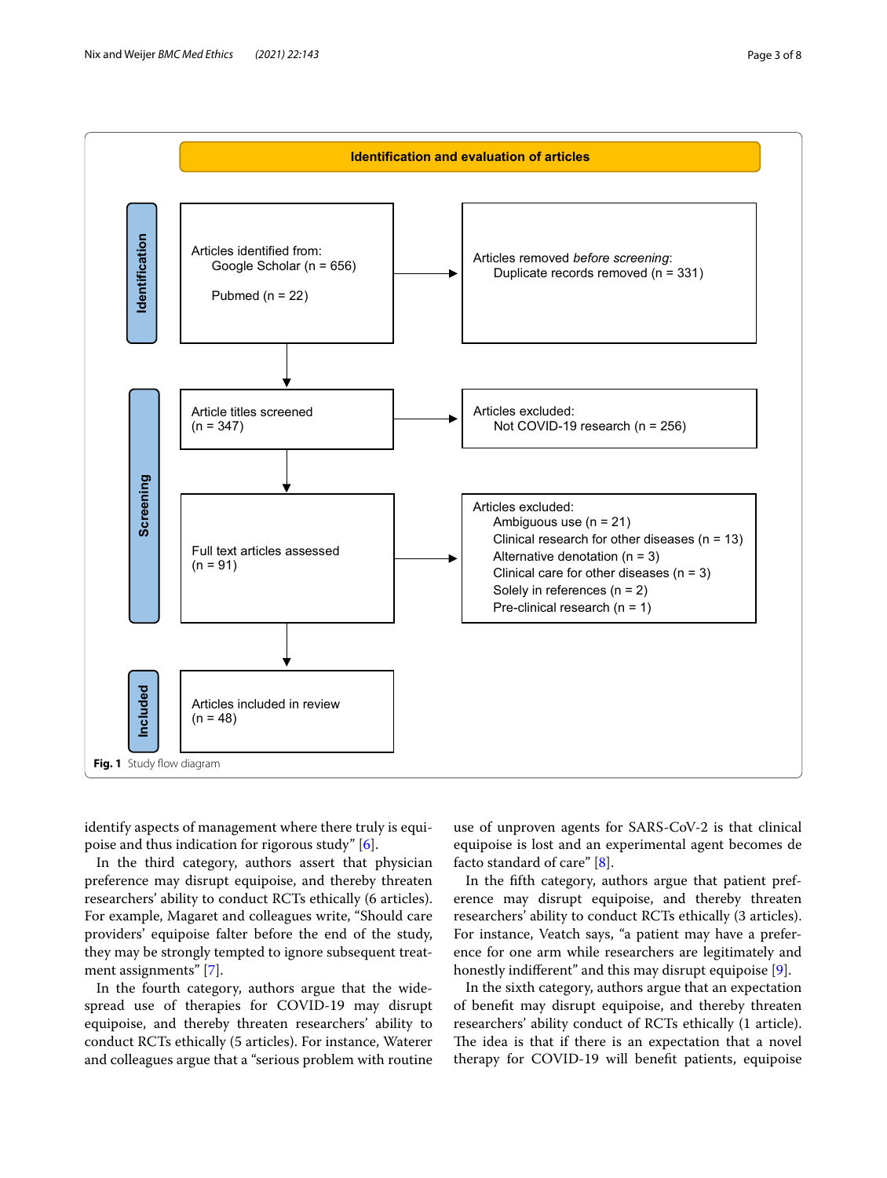**Identification and evaluation of articles**

**Identification**

Articles identified from:
- Google Scholar (n = 656)
- Pubmed (n = 22)

→ Articles removed *before screening*:
- Duplicate records removed (n = 331)

**Screening**

Article titles screened (n = 347)

→ Articles excluded:
- Not COVID-19 research (n = 256)

Full text articles assessed (n = 91)

→ Articles excluded:
- Ambiguous use (n = 21)
- Clinical research for other diseases (n = 13)
- Alternative denotation (n = 3)
- Clinical care for other diseases (n = 3)
- Solely in references (n = 2)
- Pre-clinical research (n = 1)

**Included**

Articles included in review (n = 48)

**Fig. 1** Study flow diagram

identify aspects of management where there truly is equipoise and thus indication for rigorous study" [6].

In the third category, authors assert that physician preference may disrupt equipoise, and thereby threaten researchers' ability to conduct RCTs ethically (6 articles). For example, Magaret and colleagues write, "Should care providers' equipoise falter before the end of the study, they may be strongly tempted to ignore subsequent treatment assignments" [7].

In the fourth category, authors argue that the widespread use of therapies for COVID-19 may disrupt equipoise, and thereby threaten researchers' ability to conduct RCTs ethically (5 articles). For instance, Waterer and colleagues argue that a "serious problem with routine use of unproven agents for SARS-CoV-2 is that clinical equipoise is lost and an experimental agent becomes de facto standard of care" [8].

In the fifth category, authors argue that patient preference may disrupt equipoise, and thereby threaten researchers' ability to conduct RCTs ethically (3 articles). For instance, Veatch says, "a patient may have a preference for one arm while researchers are legitimately and honestly indifferent" and this may disrupt equipoise [9].

In the sixth category, authors argue that an expectation of benefit may disrupt equipoise, and thereby threaten researchers' ability conduct of RCTs ethically (1 article). The idea is that if there is an expectation that a novel therapy for COVID-19 will benefit patients, equipoise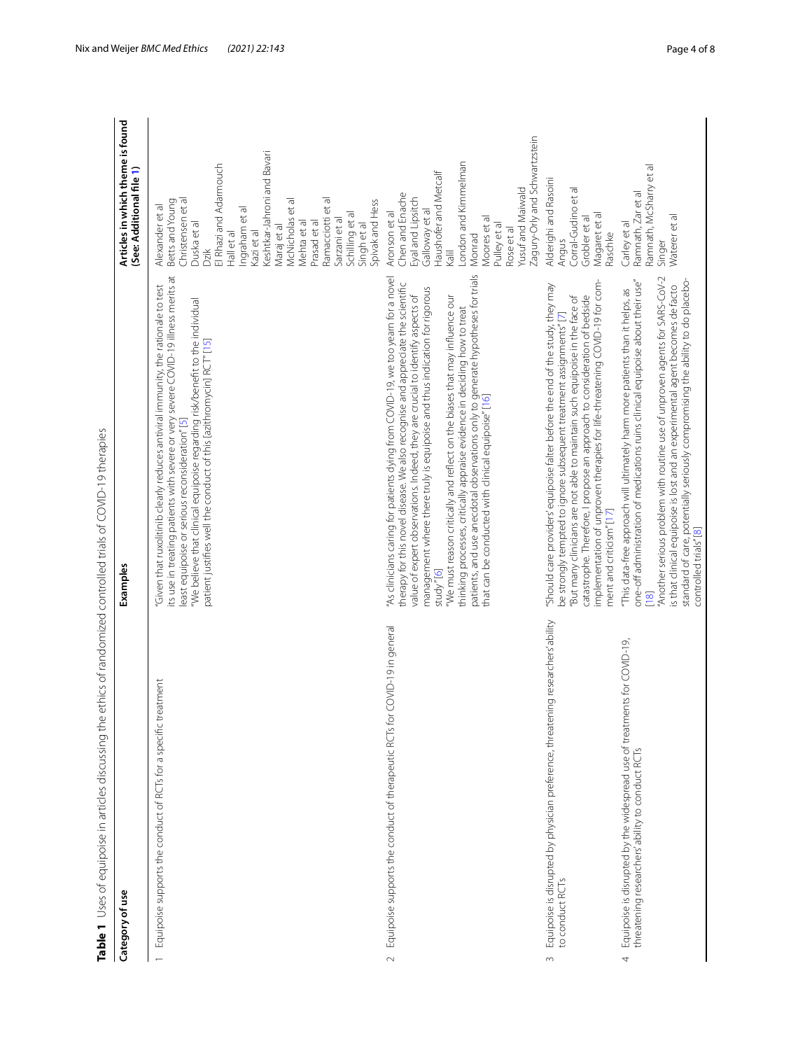**Table 1** Uses of equipoise in articles discussing the ethics of randomized controlled trials of COVID-19 therapies

| Category of use | Examples | Articles in which theme is found (See: Additional file 1) |
|---|---|---|
| 1 Equipoise supports the conduct of RCTs for a specific treatment | "Given that ruxolitinib clearly reduces antiviral immunity, the rationale to test its use in treating patients with severe or very severe COVID-19 illness merits at least equipoise or serious reconsideration" [5]<br>"We believe that clinical equipoise regarding risk/benefit to the individual patient justifies well the conduct of this [azithromycin] RCT" [15] | Alexander et al<br>Betts and Young<br>Christensen et al<br>Duska et al<br>Dzik<br>El Rhazi and Adarmouch<br>Hall et al<br>Ingraham et al<br>Kazi et al<br>Keshtkar-Jahromi and Bavari<br>Maraj et al<br>McNicholas et al<br>Mehta et al<br>Prasad et al<br>Ramacciotti et al<br>Sarzani et al<br>Schilling et al<br>Singh et al<br>Spivak and Hess |
| 2 Equipoise supports the conduct of therapeutic RCTs for COVID-19 in general | "As clinicians caring for patients dying from COVID-19, we too yearn for a novel therapy for this novel disease. We also recognise and appreciate the scientific value of expert observations. Indeed, they are crucial to identify aspects of management where there truly is equipoise and thus indication for rigorous study" [6]<br>"We must reason critically and reflect on the biases that may influence our thinking processes, critically appraise evidence in deciding how to treat patients, and use anecdotal observations only to generate hypotheses for trials that can be conducted with clinical equipoise" [16] | Aronson et al<br>Chen and Enache<br>Eyal and Lipsitch<br>Galloway et al<br>Haushofer and Metcalf<br>Kalil<br>London and Kimmelman<br>Monrad<br>Moores et al<br>Pulley et al<br>Rose et al<br>Yusuf and Maiwald<br>Zagury-Orly and Schwartzstein |
| 3 Equipoise is disrupted by physician preference, threatening researchers' ability to conduct RCTs | "Should care providers' equipoise falter before the end of the study, they may be strongly tempted to ignore subsequent treatment assignments" [7]<br>"But many clinicians are not able to maintain such equipoise in the face of catastrophe. Therefore, I propose an approach to consideration of bedside implementation of unproven therapies for life-threatening COVID-19 for comment and criticism" [17] | Alderighi and Rasoini<br>Angus<br>Corral-Gudino et al<br>Grobler et al<br>Magaret et al<br>Raschke |
| 4 Equipoise is disrupted by the widespread use of treatments for COVID-19, threatening researchers' ability to conduct RCTs | "This data-free approach will ultimately harm more patients than it helps, as one-off administration of medications ruins clinical equipoise about their use" [18]<br>"Another serious problem with routine use of unproven agents for SARS-CoV-2 is that clinical equipoise is lost and an experimental agent becomes de facto standard of care, potentially seriously compromising the ability to do placebo-controlled trials" [8] | Carley et al<br>Ramnath, Zar et al<br>Ramnath, McSharry et al<br>Singer<br>Waterer et al |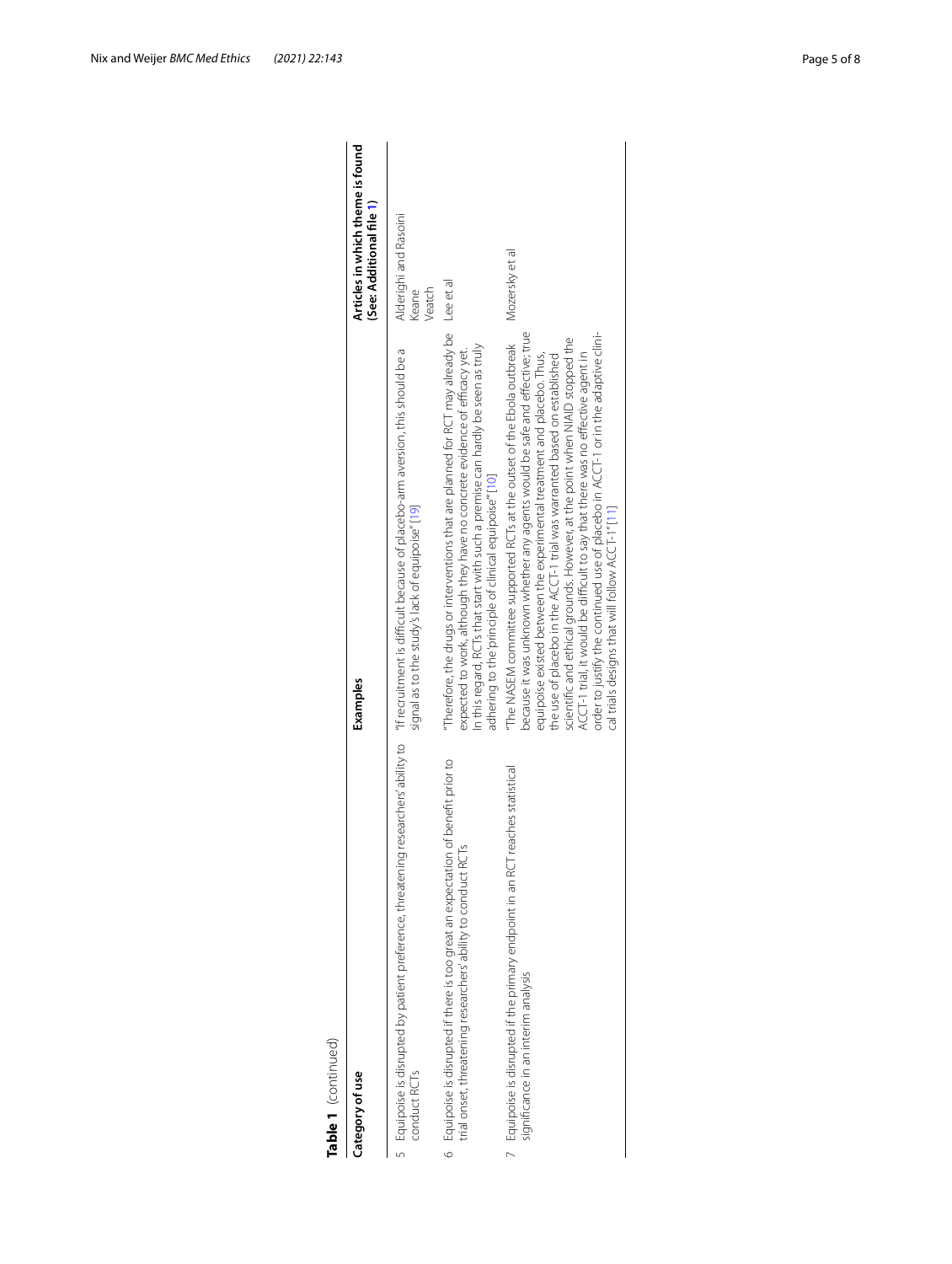**Table 1** (continued)

| Category of use | Examples | Articles in which theme is found (See: Additional file 1) |
|---|---|---|
| 5 Equipoise is disrupted by patient preference, threatening researchers' ability to conduct RCTs | "If recruitment is difficult because of placebo-arm aversion, this should be a signal as to the study's lack of equipoise" [19] | Alderighi and Rasoini<br>Keane<br>Veatch |
| 6 Equipoise is disrupted if there is too great an expectation of benefit prior to trial onset, threatening researchers' ability to conduct RCTs | "Therefore, the drugs or interventions that are planned for RCT may already be expected to work, although they have no concrete evidence of efficacy yet. In this regard, RCTs that start with such a premise can hardly be seen as truly adhering to the 'principle of clinical equipoise'" [10] | Lee et al |
| 7 Equipoise is disrupted if the primary endpoint in an RCT reaches statistical significance in an interim analysis | "The NASEM committee supported RCTs at the outset of the Ebola outbreak because it was unknown whether any agents would be safe and effective; true equipoise existed between the experimental treatment and placebo. Thus, the use of placebo in the ACCT-1 trial was warranted based on established scientific and ethical grounds. However, at the point when NIAID stopped the ACCT-1 trial, it would be difficult to say that there was no effective agent in order to justify the continued use of placebo in ACCT-1 or in the adaptive clinical trials designs that will follow ACCT-1" [11] | Mozersky et al |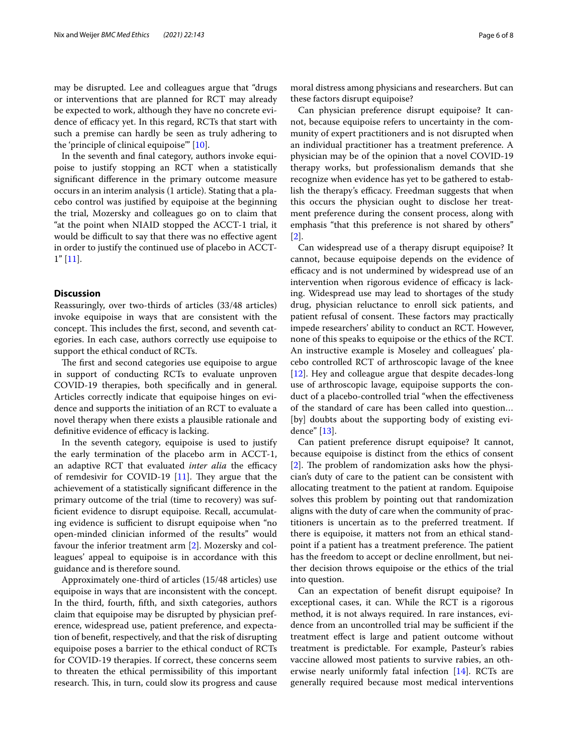may be disrupted. Lee and colleagues argue that "drugs or interventions that are planned for RCT may already be expected to work, although they have no concrete evidence of efficacy yet. In this regard, RCTs that start with such a premise can hardly be seen as truly adhering to the 'principle of clinical equipoise'" [10].

In the seventh and final category, authors invoke equipoise to justify stopping an RCT when a statistically significant difference in the primary outcome measure occurs in an interim analysis (1 article). Stating that a placebo control was justified by equipoise at the beginning the trial, Mozersky and colleagues go on to claim that "at the point when NIAID stopped the ACCT-1 trial, it would be difficult to say that there was no effective agent in order to justify the continued use of placebo in ACCT-1" [11].

## Discussion

Reassuringly, over two-thirds of articles (33/48 articles) invoke equipoise in ways that are consistent with the concept. This includes the first, second, and seventh categories. In each case, authors correctly use equipoise to support the ethical conduct of RCTs.

The first and second categories use equipoise to argue in support of conducting RCTs to evaluate unproven COVID-19 therapies, both specifically and in general. Articles correctly indicate that equipoise hinges on evidence and supports the initiation of an RCT to evaluate a novel therapy when there exists a plausible rationale and definitive evidence of efficacy is lacking.

In the seventh category, equipoise is used to justify the early termination of the placebo arm in ACCT-1, an adaptive RCT that evaluated *inter alia* the efficacy of remdesivir for COVID-19 [11]. They argue that the achievement of a statistically significant difference in the primary outcome of the trial (time to recovery) was sufficient evidence to disrupt equipoise. Recall, accumulating evidence is sufficient to disrupt equipoise when "no open-minded clinician informed of the results" would favour the inferior treatment arm [2]. Mozersky and colleagues' appeal to equipoise is in accordance with this guidance and is therefore sound.

Approximately one-third of articles (15/48 articles) use equipoise in ways that are inconsistent with the concept. In the third, fourth, fifth, and sixth categories, authors claim that equipoise may be disrupted by physician preference, widespread use, patient preference, and expectation of benefit, respectively, and that the risk of disrupting equipoise poses a barrier to the ethical conduct of RCTs for COVID-19 therapies. If correct, these concerns seem to threaten the ethical permissibility of this important research. This, in turn, could slow its progress and cause moral distress among physicians and researchers. But can these factors disrupt equipoise?

Can physician preference disrupt equipoise? It cannot, because equipoise refers to uncertainty in the community of expert practitioners and is not disrupted when an individual practitioner has a treatment preference. A physician may be of the opinion that a novel COVID-19 therapy works, but professionalism demands that she recognize when evidence has yet to be gathered to establish the therapy's efficacy. Freedman suggests that when this occurs the physician ought to disclose her treatment preference during the consent process, along with emphasis "that this preference is not shared by others" [2].

Can widespread use of a therapy disrupt equipoise? It cannot, because equipoise depends on the evidence of efficacy and is not undermined by widespread use of an intervention when rigorous evidence of efficacy is lacking. Widespread use may lead to shortages of the study drug, physician reluctance to enroll sick patients, and patient refusal of consent. These factors may practically impede researchers' ability to conduct an RCT. However, none of this speaks to equipoise or the ethics of the RCT. An instructive example is Moseley and colleagues' placebo controlled RCT of arthroscopic lavage of the knee [12]. Hey and colleague argue that despite decades-long use of arthroscopic lavage, equipoise supports the conduct of a placebo-controlled trial "when the effectiveness of the standard of care has been called into question… [by] doubts about the supporting body of existing evidence" [13].

Can patient preference disrupt equipoise? It cannot, because equipoise is distinct from the ethics of consent [2]. The problem of randomization asks how the physician's duty of care to the patient can be consistent with allocating treatment to the patient at random. Equipoise solves this problem by pointing out that randomization aligns with the duty of care when the community of practitioners is uncertain as to the preferred treatment. If there is equipoise, it matters not from an ethical standpoint if a patient has a treatment preference. The patient has the freedom to accept or decline enrollment, but neither decision throws equipoise or the ethics of the trial into question.

Can an expectation of benefit disrupt equipoise? In exceptional cases, it can. While the RCT is a rigorous method, it is not always required. In rare instances, evidence from an uncontrolled trial may be sufficient if the treatment effect is large and patient outcome without treatment is predictable. For example, Pasteur's rabies vaccine allowed most patients to survive rabies, an otherwise nearly uniformly fatal infection [14]. RCTs are generally required because most medical interventions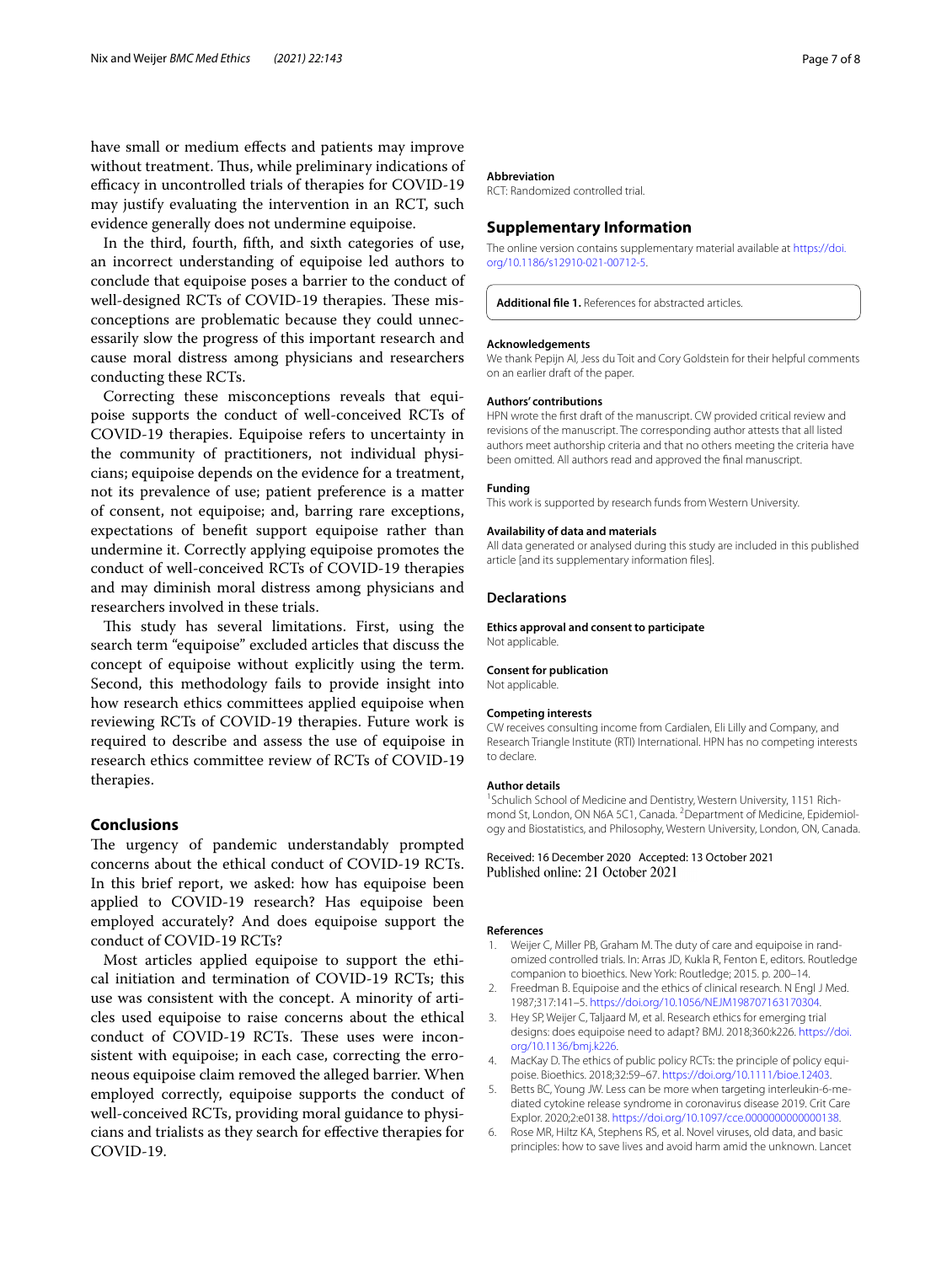have small or medium effects and patients may improve without treatment. Thus, while preliminary indications of efficacy in uncontrolled trials of therapies for COVID-19 may justify evaluating the intervention in an RCT, such evidence generally does not undermine equipoise.

In the third, fourth, fifth, and sixth categories of use, an incorrect understanding of equipoise led authors to conclude that equipoise poses a barrier to the conduct of well-designed RCTs of COVID-19 therapies. These misconceptions are problematic because they could unnecessarily slow the progress of this important research and cause moral distress among physicians and researchers conducting these RCTs.

Correcting these misconceptions reveals that equipoise supports the conduct of well-conceived RCTs of COVID-19 therapies. Equipoise refers to uncertainty in the community of practitioners, not individual physicians; equipoise depends on the evidence for a treatment, not its prevalence of use; patient preference is a matter of consent, not equipoise; and, barring rare exceptions, expectations of benefit support equipoise rather than undermine it. Correctly applying equipoise promotes the conduct of well-conceived RCTs of COVID-19 therapies and may diminish moral distress among physicians and researchers involved in these trials.

This study has several limitations. First, using the search term "equipoise" excluded articles that discuss the concept of equipoise without explicitly using the term. Second, this methodology fails to provide insight into how research ethics committees applied equipoise when reviewing RCTs of COVID-19 therapies. Future work is required to describe and assess the use of equipoise in research ethics committee review of RCTs of COVID-19 therapies.

## Conclusions

The urgency of pandemic understandably prompted concerns about the ethical conduct of COVID-19 RCTs. In this brief report, we asked: how has equipoise been applied to COVID-19 research? Has equipoise been employed accurately? And does equipoise support the conduct of COVID-19 RCTs?

Most articles applied equipoise to support the ethical initiation and termination of COVID-19 RCTs; this use was consistent with the concept. A minority of articles used equipoise to raise concerns about the ethical conduct of COVID-19 RCTs. These uses were inconsistent with equipoise; in each case, correcting the erroneous equipoise claim removed the alleged barrier. When employed correctly, equipoise supports the conduct of well-conceived RCTs, providing moral guidance to physicians and trialists as they search for effective therapies for COVID-19.

#### Abbreviation

RCT: Randomized controlled trial.

## Supplementary Information

The online version contains supplementary material available at https://doi.org/10.1186/s12910-021-00712-5.

**Additional file 1.** References for abstracted articles.

#### Acknowledgements

We thank Pepijn Al, Jess du Toit and Cory Goldstein for their helpful comments on an earlier draft of the paper.

#### Authors' contributions

HPN wrote the first draft of the manuscript. CW provided critical review and revisions of the manuscript. The corresponding author attests that all listed authors meet authorship criteria and that no others meeting the criteria have been omitted. All authors read and approved the final manuscript.

#### Funding

This work is supported by research funds from Western University.

#### Availability of data and materials

All data generated or analysed during this study are included in this published article [and its supplementary information files].

### Declarations

#### Ethics approval and consent to participate

Not applicable.

#### Consent for publication

Not applicable.

#### Competing interests

CW receives consulting income from Cardialen, Eli Lilly and Company, and Research Triangle Institute (RTI) International. HPN has no competing interests to declare.

#### Author details

[1]Schulich School of Medicine and Dentistry, Western University, 1151 Richmond St, London, ON N6A 5C1, Canada. [2]Department of Medicine, Epidemiology and Biostatistics, and Philosophy, Western University, London, ON, Canada.

Received: 16 December 2020 Accepted: 13 October 2021
Published online: 21 October 2021

#### References

1. Weijer C, Miller PB, Graham M. The duty of care and equipoise in randomized controlled trials. In: Arras JD, Kukla R, Fenton E, editors. Routledge companion to bioethics. New York: Routledge; 2015. p. 200–14.
2. Freedman B. Equipoise and the ethics of clinical research. N Engl J Med. 1987;317:141–5. https://doi.org/10.1056/NEJM198707163170304.
3. Hey SP, Weijer C, Taljaard M, et al. Research ethics for emerging trial designs: does equipoise need to adapt? BMJ. 2018;360:k226. https://doi.org/10.1136/bmj.k226.
4. MacKay D. The ethics of public policy RCTs: the principle of policy equipoise. Bioethics. 2018;32:59–67. https://doi.org/10.1111/bioe.12403.
5. Betts BC, Young JW. Less can be more when targeting interleukin-6-mediated cytokine release syndrome in coronavirus disease 2019. Crit Care Explor. 2020;2:e0138. https://doi.org/10.1097/cce.0000000000000138.
6. Rose MR, Hiltz KA, Stephens RS, et al. Novel viruses, old data, and basic principles: how to save lives and avoid harm amid the unknown. Lancet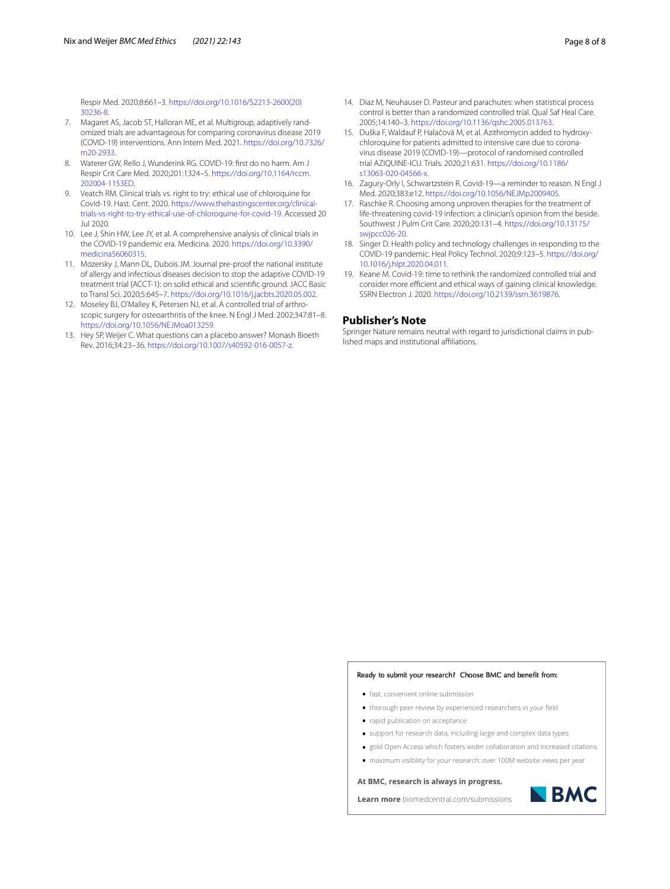Respir Med. 2020;8:661–3. https://doi.org/10.1016/S2213-2600(20)30236-8.

7. Magaret AS, Jacob ST, Halloran ME, et al. Multigroup, adaptively randomized trials are advantageous for comparing coronavirus disease 2019 (COVID-19) interventions. Ann Intern Med. 2021. https://doi.org/10.7326/m20-2933.
8. Waterer GW, Rello J, Wunderink RG. COVID-19: first do no harm. Am J Respir Crit Care Med. 2020;201:1324–5. https://doi.org/10.1164/rccm.202004-1153ED.
9. Veatch RM. Clinical trials vs. right to try: ethical use of chloroquine for Covid-19. Hast. Cent. 2020. https://www.thehastingscenter.org/clinical-trials-vs-right-to-try-ethical-use-of-chloroquine-for-covid-19. Accessed 20 Jul 2020.
10. Lee J, Shin HW, Lee JY, et al. A comprehensive analysis of clinical trials in the COVID-19 pandemic era. Medicina. 2020. https://doi.org/10.3390/medicina56060315.
11. Mozersky J, Mann DL, Dubois JM. Journal pre-proof the national institute of allergy and infectious diseases decision to stop the adaptive COVID-19 treatment trial (ACCT-1): on solid ethical and scientific ground. JACC Basic to Transl Sci. 2020;5:645–7. https://doi.org/10.1016/j.jacbts.2020.05.002.
12. Moseley BJ, O'Malley K, Petersen NJ, et al. A controlled trial of arthroscopic surgery for osteoarthritis of the knee. N Engl J Med. 2002;347:81–8. https://doi.org/10.1056/NEJMoa013259.
13. Hey SP, Weijer C. What questions can a placebo answer? Monash Bioeth Rev. 2016;34:23–36. https://doi.org/10.1007/s40592-016-0057-z.
14. Diaz M, Neuhauser D. Pasteur and parachutes: when statistical process control is better than a randomized controlled trial. Qual Saf Heal Care. 2005;14:140–3. https://doi.org/10.1136/qshc.2005.013763.
15. Duška F, Waldauf P, Halačová M, et al. Azithromycin added to hydroxychloroquine for patients admitted to intensive care due to coronavirus disease 2019 (COVID-19)—protocol of randomised controlled trial AZIQUINE-ICU. Trials. 2020;21:631. https://doi.org/10.1186/s13063-020-04566-x.
16. Zagury-Orly I, Schwartzstein R. Covid-19—a reminder to reason. N Engl J Med. 2020;383:e12. https://doi.org/10.1056/NEJMp2009405.
17. Raschke R. Choosing among unproven therapies for the treatment of life-threatening covid-19 infection: a clinician's opinion from the beside. Southwest J Pulm Crit Care. 2020;20:131–4. https://doi.org/10.13175/swjpcc026-20.
18. Singer D. Health policy and technology challenges in responding to the COVID-19 pandemic. Heal Policy Technol. 2020;9:123–5. https://doi.org/10.1016/j.hlpt.2020.04.011.
19. Keane M. Covid-19: time to rethink the randomized controlled trial and consider more efficient and ethical ways of gaining clinical knowledge. SSRN Electron J. 2020. https://doi.org/10.2139/ssrn.3619876.

## Publisher's Note

Springer Nature remains neutral with regard to jurisdictional claims in published maps and institutional affiliations.

Ready to submit your research? Choose BMC and benefit from:

- fast, convenient online submission
- thorough peer review by experienced researchers in your field
- rapid publication on acceptance
- support for research data, including large and complex data types
- gold Open Access which fosters wider collaboration and increased citations
- maximum visibility for your research: over 100M website views per year

**At BMC, research is always in progress.**

**Learn more** biomedcentral.com/submissions

BMC